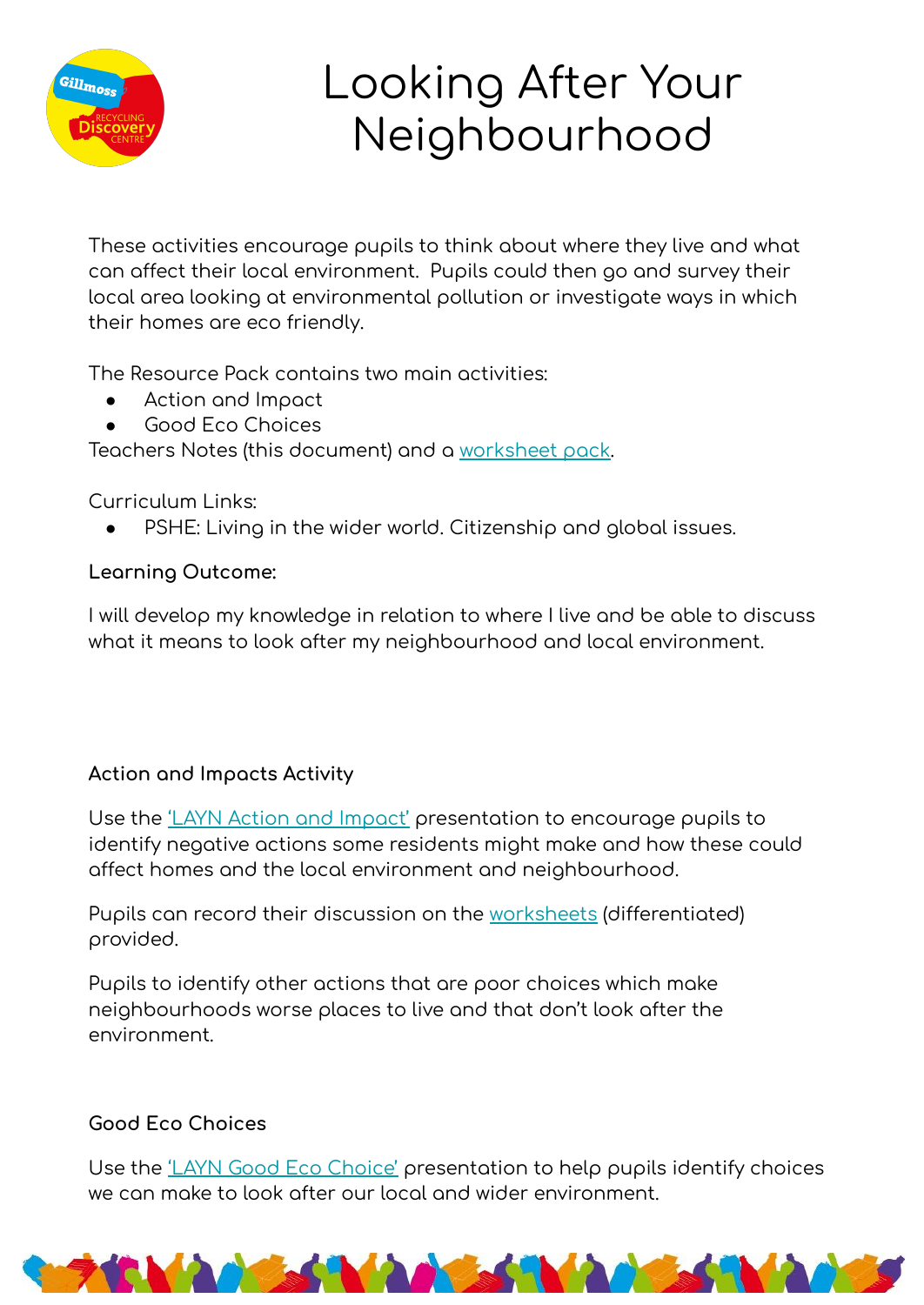# Looking After Your Neighbourhood

These activities encourage pupils to think about where they live and what can affect their local environment. Pupils could then go and survey their local area looking at environmental pollution or investigate ways in which their homes are eco friendly.

The Resource Pack contains two main activities:

- Action and Impact
- Good Eco Choices

Teachers Notes (this document) and a worksheet pack.

Curriculum Links:

- PSHE: Living in the wider world. Citizenship and global issues.

**Learning Outcome:**

I will develop my knowledge in relation to where I live and be able to discuss what it means to look after my neighbourhood and local environment.

**Action and Impacts Activity**

Use the 'LAYN Action and Impact' presentation to encourage pupils to identify negative actions some residents might make and how these could affect homes and the local environment and neighbourhood.

Pupils can record their discussion on the worksheets (differentiated) provided.

Pupils to identify other actions that are poor choices which make neighbourhoods worse places to live and that don't look after the environment.

**Good Eco Choices**

Use the 'LAYN Good Eco Choice' presentation to help pupils identify choices we can make to look after our local and wider environment.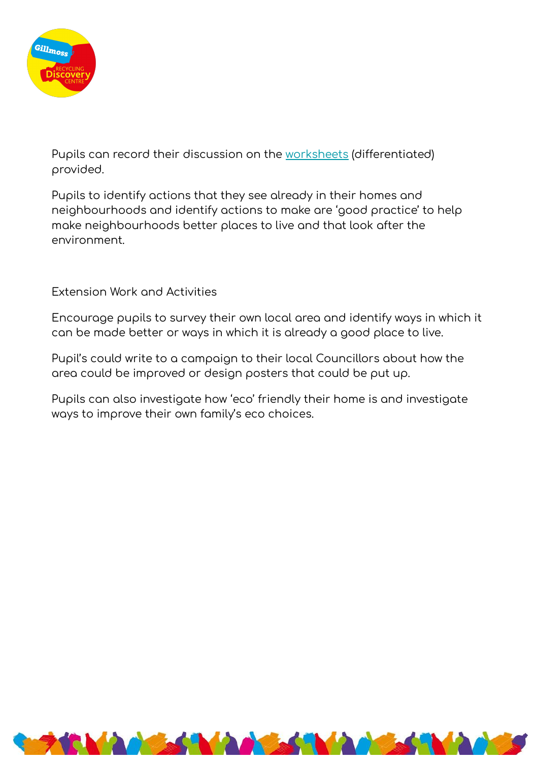Pupils can record their discussion on the [worksheets]() (differentiated) provided.

Pupils to identify actions that they see already in their homes and neighbourhoods and identify actions to make are 'good practice' to help make neighbourhoods better places to live and that look after the environment.

## Extension Work and Activities

Encourage pupils to survey their own local area and identify ways in which it can be made better or ways in which it is already a good place to live.

Pupil's could write to a campaign to their local Councillors about how the area could be improved or design posters that could be put up.

Pupils can also investigate how 'eco' friendly their home is and investigate ways to improve their own family's eco choices.